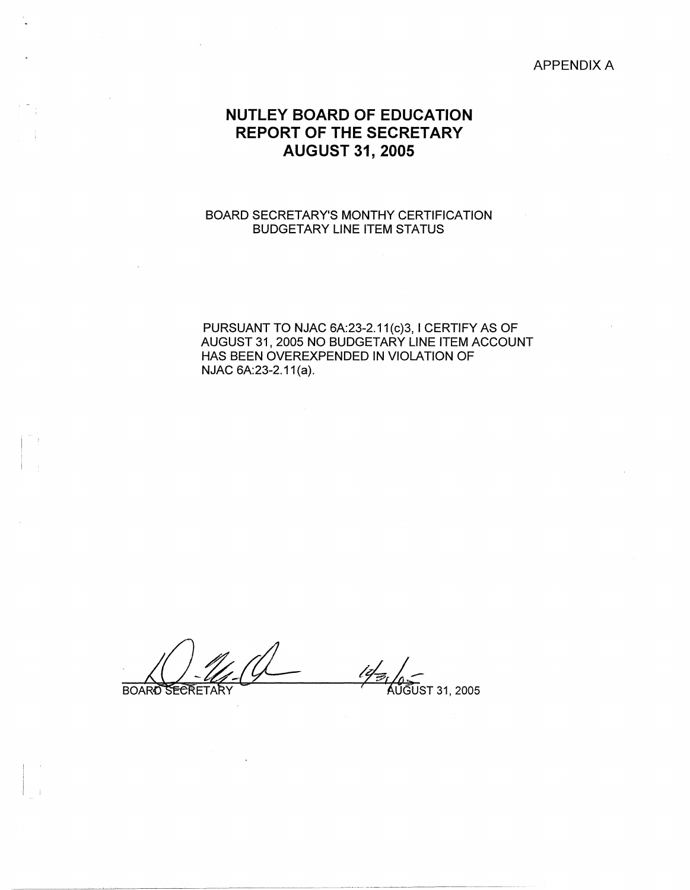APPENDIX A

# NUTLEY BOARD OF EDUCATION
# REPORT OF THE SECRETARY
# AUGUST 31, 2005

BOARD SECRETARY'S MONTHY CERTIFICATION
BUDGETARY LINE ITEM STATUS

PURSUANT TO NJAC 6A:23-2.11(c)3, I CERTIFY AS OF AUGUST 31, 2005 NO BUDGETARY LINE ITEM ACCOUNT HAS BEEN OVEREXPENDED IN VIOLATION OF NJAC 6A:23-2.11(a).

BOARD SECRETARY &nbsp;&nbsp;&nbsp;&nbsp;&nbsp;&nbsp;&nbsp;&nbsp; 12/31/05 AUGUST 31, 2005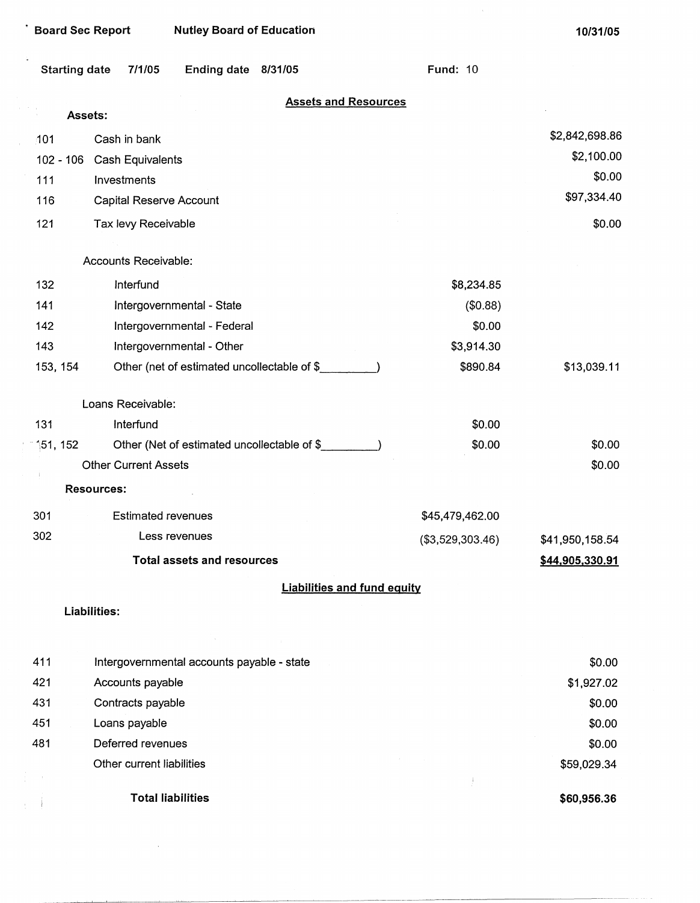**Board Sec Report** **Nutley Board of Education** **10/31/05**

Starting date 7/1/05 Ending date 8/31/05 Fund: 10

## Assets and Resources

**Assets:**

| | | | |
|---|---|---|---|
| 101 | Cash in bank | | $2,842,698.86 |
| 102 - 106 | Cash Equivalents | | $2,100.00 |
| 111 | Investments | | $0.00 |
| 116 | Capital Reserve Account | | $97,334.40 |
| 121 | Tax levy Receivable | | $0.00 |
| | Accounts Receivable: | | |
| 132 | Interfund | $8,234.85 | |
| 141 | Intergovernmental - State | ($0.88) | |
| 142 | Intergovernmental - Federal | $0.00 | |
| 143 | Intergovernmental - Other | $3,914.30 | |
| 153, 154 | Other (net of estimated uncollectable of $_________) | $890.84 | $13,039.11 |
| | Loans Receivable: | | |
| 131 | Interfund | $0.00 | |
| 151, 152 | Other (Net of estimated uncollectable of $_________) | $0.00 | $0.00 |
| | Other Current Assets | | $0.00 |
| | **Resources:** | | |
| 301 | Estimated revenues | $45,479,462.00 | |
| 302 | Less revenues | ($3,529,303.46) | $41,950,158.54 |
| | **Total assets and resources** | | **$44,905,330.91** |

## Liabilities and fund equity

**Liabilities:**

| | | |
|---|---|---|
| 411 | Intergovernmental accounts payable - state | $0.00 |
| 421 | Accounts payable | $1,927.02 |
| 431 | Contracts payable | $0.00 |
| 451 | Loans payable | $0.00 |
| 481 | Deferred revenues | $0.00 |
| | Other current liabilities | $59,029.34 |
| | **Total liabilities** | **$60,956.36** |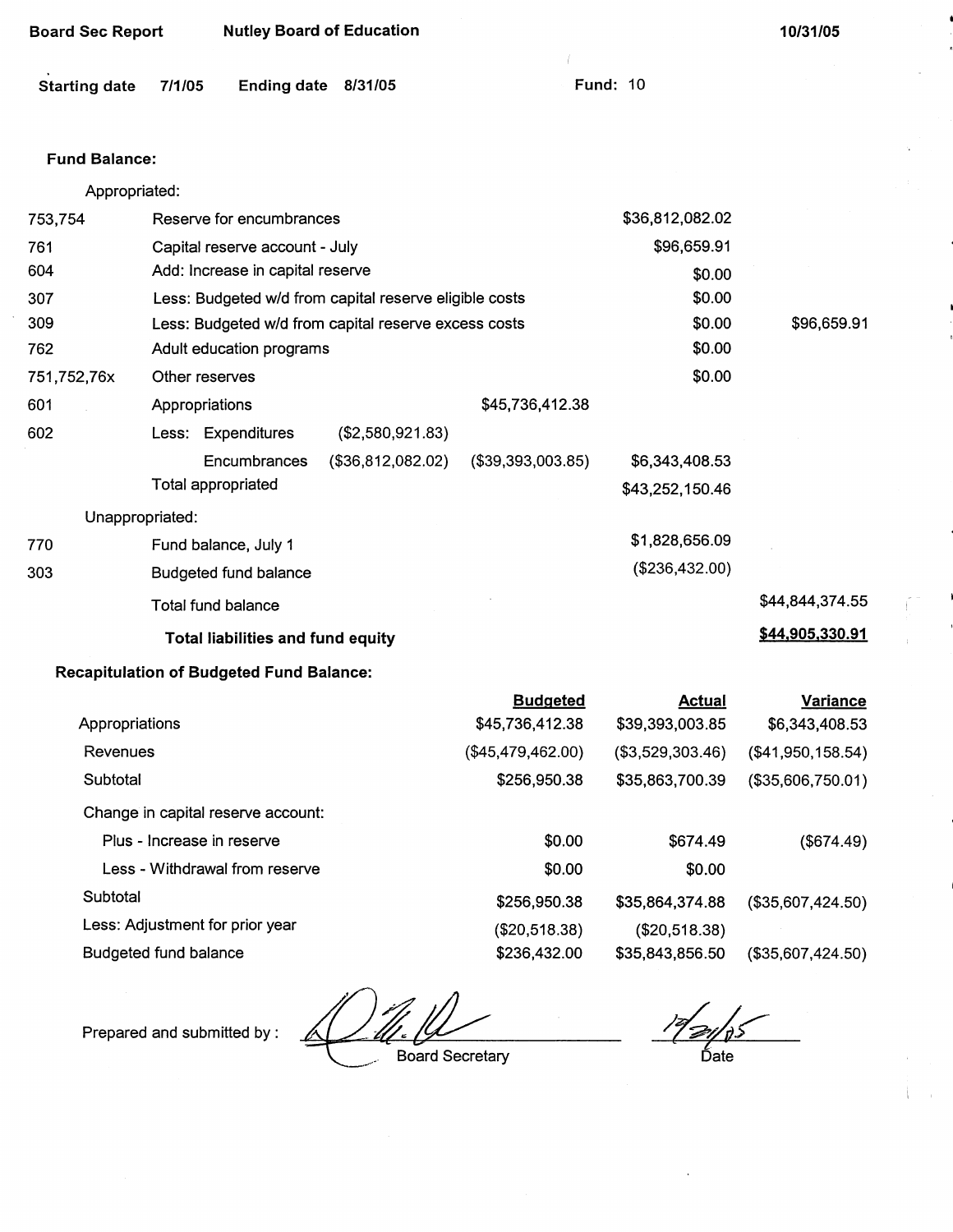**Board Sec Report** **Nutley Board of Education** **10/31/05**

**Starting date** 7/1/05 **Ending date** 8/31/05 **Fund:** 10

**Fund Balance:**

| | | | | | |
|---|---|---|---|---|---|
| | Appropriated: | | | | |
| 753,754 | Reserve for encumbrances | | | $36,812,082.02 | |
| 761 | Capital reserve account - July | | | $96,659.91 | |
| 604 | Add: Increase in capital reserve | | | $0.00 | |
| 307 | Less: Budgeted w/d from capital reserve eligible costs | | | $0.00 | |
| 309 | Less: Budgeted w/d from capital reserve excess costs | | | $0.00 | $96,659.91 |
| 762 | Adult education programs | | | $0.00 | |
| 751,752,76x | Other reserves | | | $0.00 | |
| 601 | Appropriations | | $45,736,412.38 | | |
| 602 | Less: Expenditures | ($2,580,921.83) | | | |
| | Encumbrances | ($36,812,082.02) | ($39,393,003.85) | $6,343,408.53 | |
| | Total appropriated | | | $43,252,150.46 | |
| | Unappropriated: | | | | |
| 770 | Fund balance, July 1 | | | $1,828,656.09 | |
| 303 | Budgeted fund balance | | | ($236,432.00) | |
| | Total fund balance | | | | $44,844,374.55 |
| | **Total liabilities and fund equity** | | | | **$44,905,330.91** |

**Recapitulation of Budgeted Fund Balance:**

| | Budgeted | Actual | Variance |
|---|---|---|---|
| Appropriations | $45,736,412.38 | $39,393,003.85 | $6,343,408.53 |
| Revenues | ($45,479,462.00) | ($3,529,303.46) | ($41,950,158.54) |
| Subtotal | $256,950.38 | $35,863,700.39 | ($35,606,750.01) |
| Change in capital reserve account: | | | |
| Plus - Increase in reserve | $0.00 | $674.49 | ($674.49) |
| Less - Withdrawal from reserve | $0.00 | $0.00 | |
| Subtotal | $256,950.38 | $35,864,374.88 | ($35,607,424.50) |
| Less: Adjustment for prior year | ($20,518.38) | ($20,518.38) | |
| Budgeted fund balance | $236,432.00 | $35,843,856.50 | ($35,607,424.50) |

Prepared and submitted by : ______________________ Board Secretary    12/21/05 Date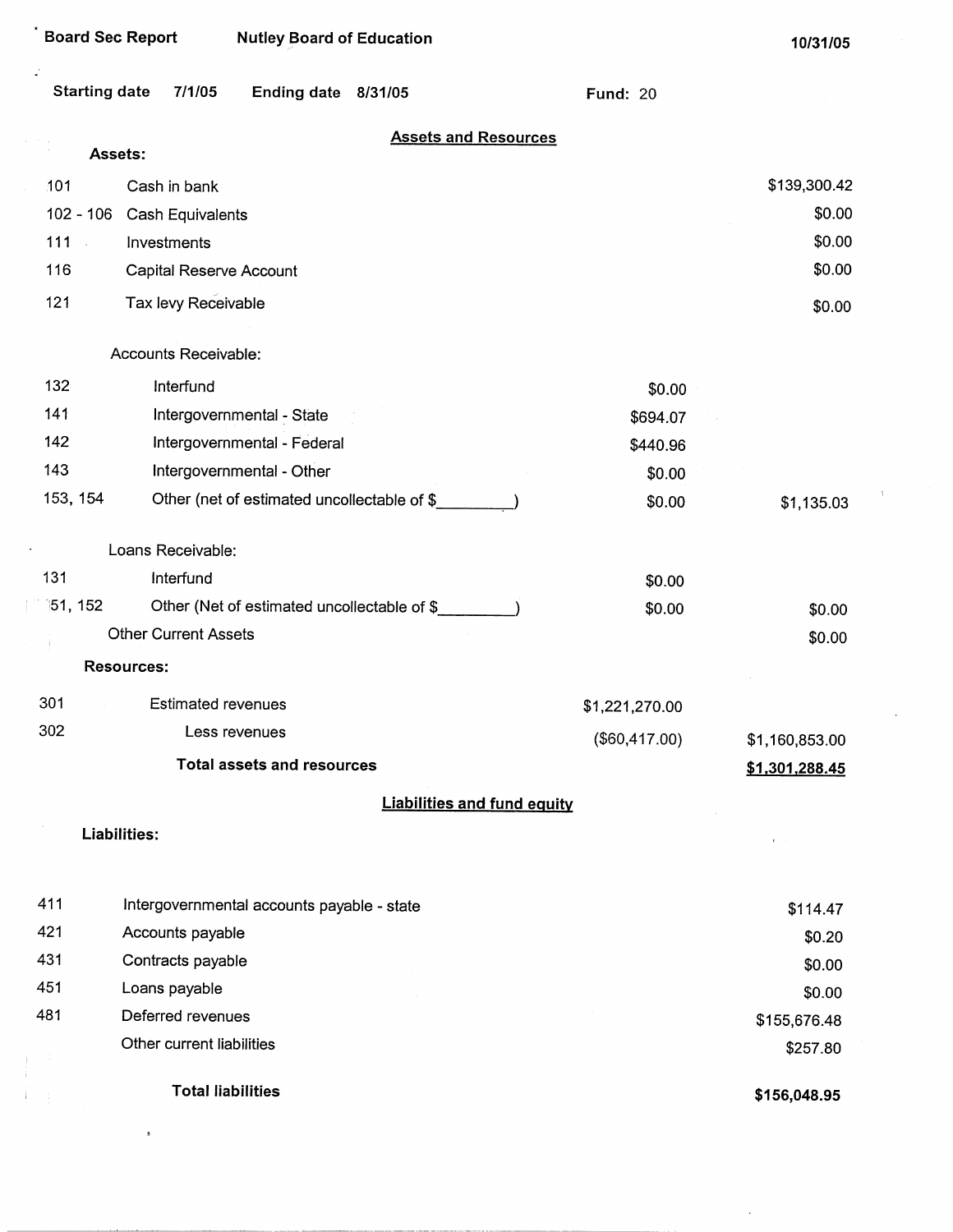Board Sec Report | Nutley Board of Education | 10/31/05

Starting date 7/1/05 | Ending date 8/31/05 | Fund: 20

## Assets and Resources

| | | | |
|---|---|---|---|
| **Assets:** | | | |
| 101 | Cash in bank | | $139,300.42 |
| 102 - 106 | Cash Equivalents | | $0.00 |
| 111 | Investments | | $0.00 |
| 116 | Capital Reserve Account | | $0.00 |
| 121 | Tax levy Receivable | | $0.00 |
| | Accounts Receivable: | | |
| 132 | Interfund | $0.00 | |
| 141 | Intergovernmental - State | $694.07 | |
| 142 | Intergovernmental - Federal | $440.96 | |
| 143 | Intergovernmental - Other | $0.00 | |
| 153, 154 | Other (net of estimated uncollectable of $_________) | $0.00 | $1,135.03 |
| | Loans Receivable: | | |
| 131 | Interfund | $0.00 | |
| 51, 152 | Other (Net of estimated uncollectable of $_________) | $0.00 | $0.00 |
| | Other Current Assets | | $0.00 |
| **Resources:** | | | |
| 301 | Estimated revenues | $1,221,270.00 | |
| 302 | Less revenues | ($60,417.00) | $1,160,853.00 |
| | **Total assets and resources** | | **$1,301,288.45** |

## Liabilities and fund equity

| | | |
|---|---|---|
| **Liabilities:** | | |
| 411 | Intergovernmental accounts payable - state | $114.47 |
| 421 | Accounts payable | $0.20 |
| 431 | Contracts payable | $0.00 |
| 451 | Loans payable | $0.00 |
| 481 | Deferred revenues | $155,676.48 |
| | Other current liabilities | $257.80 |
| | **Total liabilities** | **$156,048.95** |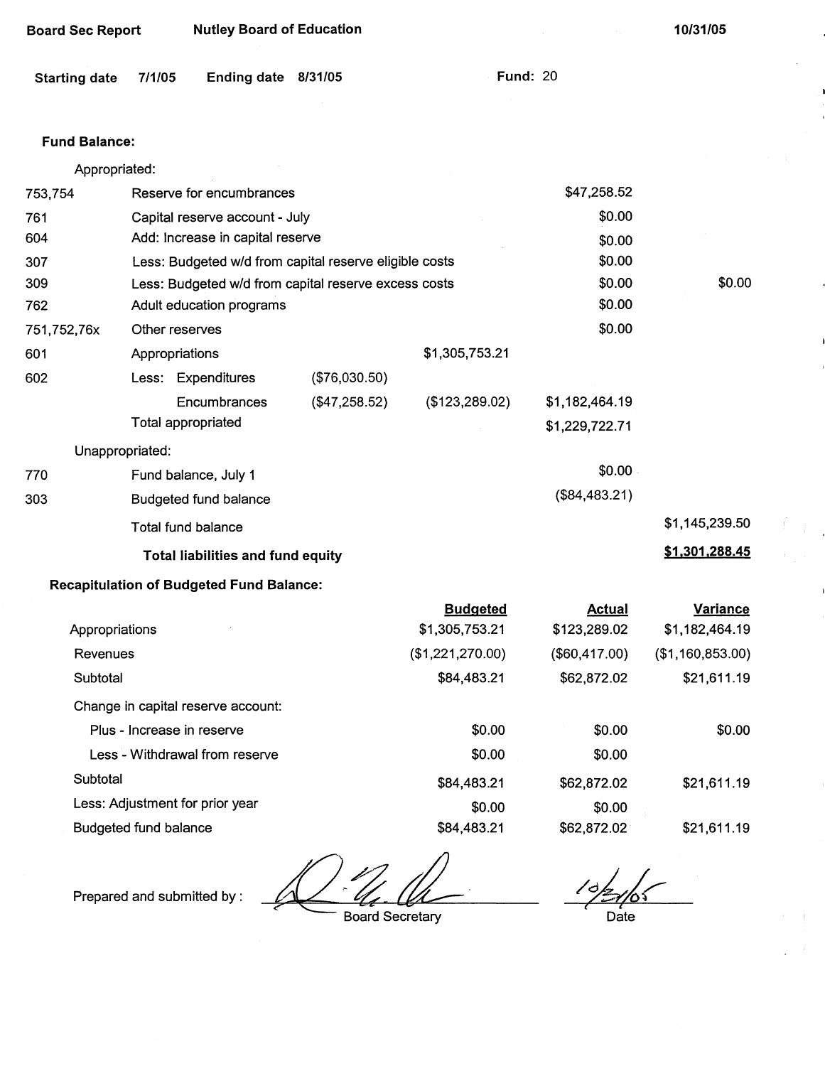**Board Sec Report** **Nutley Board of Education** **10/31/05**

**Starting date** 7/1/05 **Ending date** 8/31/05 **Fund:** 20

**Fund Balance:**

| | | | | | |
|---|---|---|---|---|---|
| | Appropriated: | | | | |
| 753,754 | Reserve for encumbrances | | | $47,258.52 | |
| 761 | Capital reserve account - July | | | $0.00 | |
| 604 | Add: Increase in capital reserve | | | $0.00 | |
| 307 | Less: Budgeted w/d from capital reserve eligible costs | | | $0.00 | |
| 309 | Less: Budgeted w/d from capital reserve excess costs | | | $0.00 | $0.00 |
| 762 | Adult education programs | | | $0.00 | |
| 751,752,76x | Other reserves | | | $0.00 | |
| 601 | Appropriations | | $1,305,753.21 | | |
| 602 | Less: Expenditures | ($76,030.50) | | | |
| | Encumbrances | ($47,258.52) | ($123,289.02) | $1,182,464.19 | |
| | Total appropriated | | | $1,229,722.71 | |
| | Unappropriated: | | | | |
| 770 | Fund balance, July 1 | | | $0.00 | |
| 303 | Budgeted fund balance | | | ($84,483.21) | |
| | Total fund balance | | | | $1,145,239.50 |
| | **Total liabilities and fund equity** | | | | **$1,301,288.45** |

**Recapitulation of Budgeted Fund Balance:**

| | Budgeted | Actual | Variance |
|---|---|---|---|
| Appropriations | $1,305,753.21 | $123,289.02 | $1,182,464.19 |
| Revenues | ($1,221,270.00) | ($60,417.00) | ($1,160,853.00) |
| Subtotal | $84,483.21 | $62,872.02 | $21,611.19 |
| Change in capital reserve account: | | | |
| Plus - Increase in reserve | $0.00 | $0.00 | $0.00 |
| Less - Withdrawal from reserve | $0.00 | $0.00 | |
| Subtotal | $84,483.21 | $62,872.02 | $21,611.19 |
| Less: Adjustment for prior year | $0.00 | $0.00 | |
| Budgeted fund balance | $84,483.21 | $62,872.02 | $21,611.19 |

Prepared and submitted by : ______________________ Board Secretary

10/31/05
Date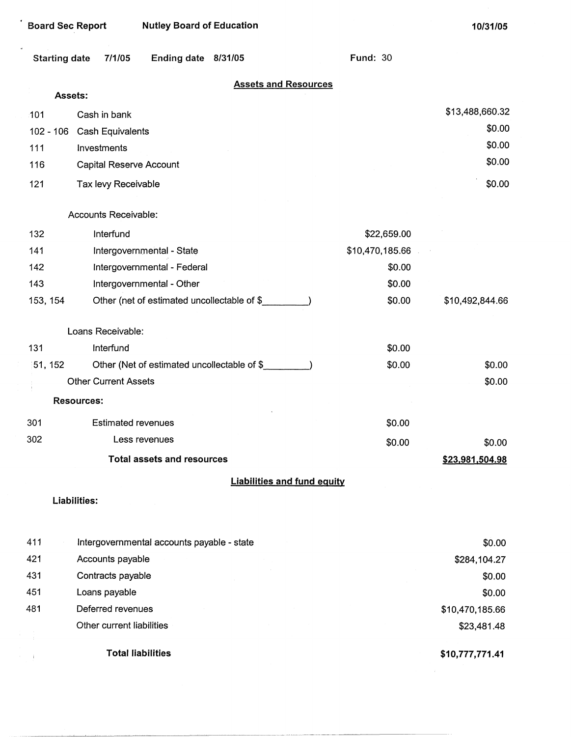Board Sec Report    Nutley Board of Education    10/31/05

Starting date 7/1/05    Ending date 8/31/05    Fund: 30

## Assets and Resources

**Assets:**

| Code | Description | | Amount |
|---|---|---|---|
| 101 | Cash in bank | | $13,488,660.32 |
| 102 - 106 | Cash Equivalents | | $0.00 |
| 111 | Investments | | $0.00 |
| 116 | Capital Reserve Account | | $0.00 |
| 121 | Tax levy Receivable | | $0.00 |
| | Accounts Receivable: | | |
| 132 | Interfund | $22,659.00 | |
| 141 | Intergovernmental - State | $10,470,185.66 | |
| 142 | Intergovernmental - Federal | $0.00 | |
| 143 | Intergovernmental - Other | $0.00 | |
| 153, 154 | Other (net of estimated uncollectable of $_________) | $0.00 | $10,492,844.66 |
| | Loans Receivable: | | |
| 131 | Interfund | $0.00 | |
| 51, 152 | Other (Net of estimated uncollectable of $_________) | $0.00 | $0.00 |
| | Other Current Assets | | $0.00 |
| | **Resources:** | | |
| 301 | Estimated revenues | $0.00 | |
| 302 | Less revenues | $0.00 | $0.00 |
| | **Total assets and resources** | | **$23,981,504.98** |

## Liabilities and fund equity

**Liabilities:**

| Code | Description | Amount |
|---|---|---|
| 411 | Intergovernmental accounts payable - state | $0.00 |
| 421 | Accounts payable | $284,104.27 |
| 431 | Contracts payable | $0.00 |
| 451 | Loans payable | $0.00 |
| 481 | Deferred revenues | $10,470,185.66 |
| | Other current liabilities | $23,481.48 |
| | **Total liabilities** | **$10,777,771.41** |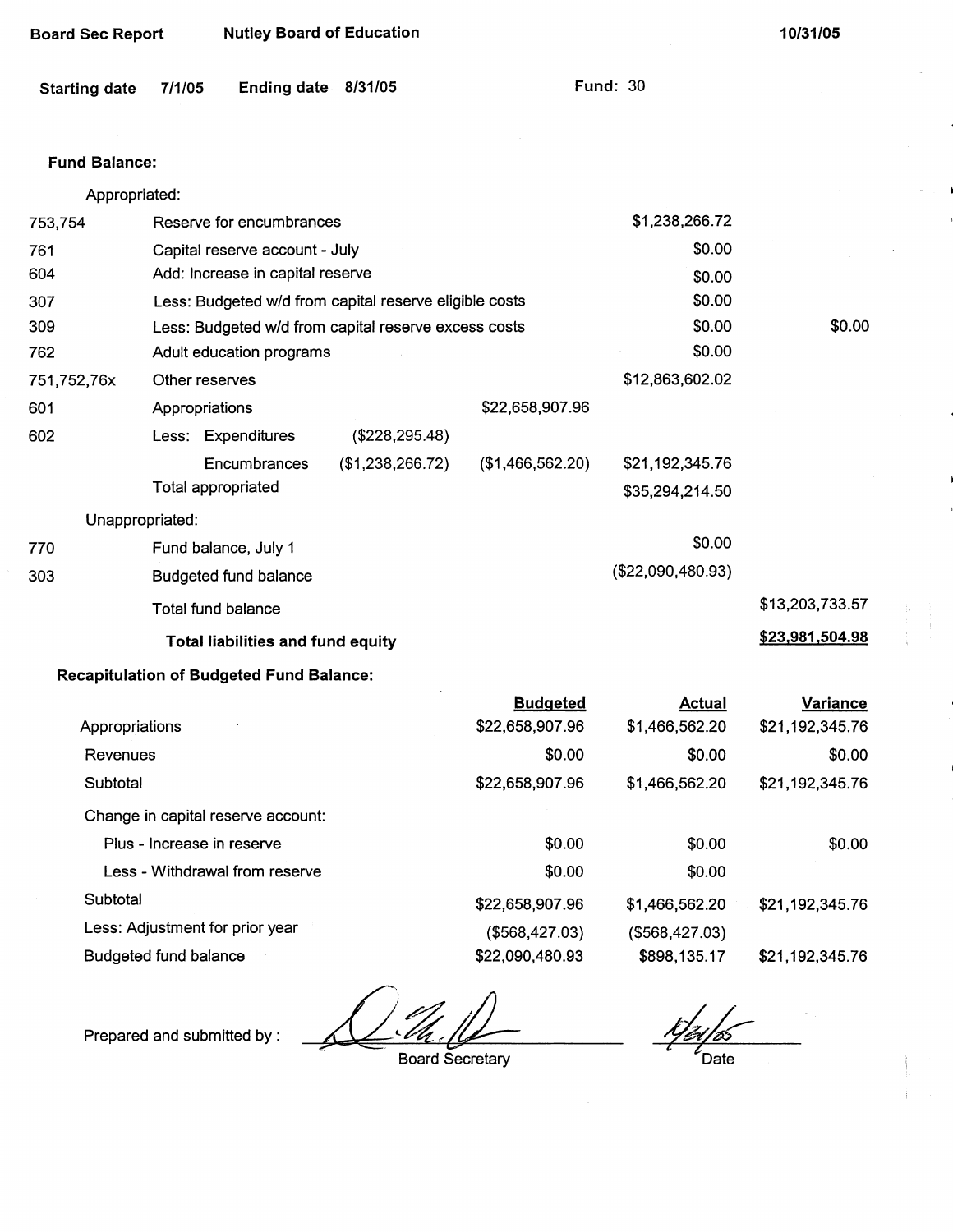**Board Sec Report** **Nutley Board of Education** **10/31/05**

**Starting date** 7/1/05 **Ending date** 8/31/05 **Fund:** 30

**Fund Balance:**

| | | | | | |
|---|---|---|---|---|---|
| | Appropriated: | | | | |
| 753,754 | Reserve for encumbrances | | | $1,238,266.72 | |
| 761 | Capital reserve account - July | | | $0.00 | |
| 604 | Add: Increase in capital reserve | | | $0.00 | |
| 307 | Less: Budgeted w/d from capital reserve eligible costs | | | $0.00 | |
| 309 | Less: Budgeted w/d from capital reserve excess costs | | | $0.00 | $0.00 |
| 762 | Adult education programs | | | $0.00 | |
| 751,752,76x | Other reserves | | | $12,863,602.02 | |
| 601 | Appropriations | | $22,658,907.96 | | |
| 602 | Less: Expenditures | ($228,295.48) | | | |
| | Encumbrances | ($1,238,266.72) | ($1,466,562.20) | $21,192,345.76 | |
| | Total appropriated | | | $35,294,214.50 | |
| | Unappropriated: | | | | |
| 770 | Fund balance, July 1 | | | $0.00 | |
| 303 | Budgeted fund balance | | | ($22,090,480.93) | |
| | Total fund balance | | | | $13,203,733.57 |
| | **Total liabilities and fund equity** | | | | **$23,981,504.98** |

**Recapitulation of Budgeted Fund Balance:**

| | Budgeted | Actual | Variance |
|---|---|---|---|
| Appropriations | $22,658,907.96 | $1,466,562.20 | $21,192,345.76 |
| Revenues | $0.00 | $0.00 | $0.00 |
| Subtotal | $22,658,907.96 | $1,466,562.20 | $21,192,345.76 |
| Change in capital reserve account: | | | |
| Plus - Increase in reserve | $0.00 | $0.00 | $0.00 |
| Less - Withdrawal from reserve | $0.00 | $0.00 | |
| Subtotal | $22,658,907.96 | $1,466,562.20 | $21,192,345.76 |
| Less: Adjustment for prior year | ($568,427.03) | ($568,427.03) | |
| Budgeted fund balance | $22,090,480.93 | $898,135.17 | $21,192,345.76 |

Prepared and submitted by : _______________ Board Secretary 10/24/05 Date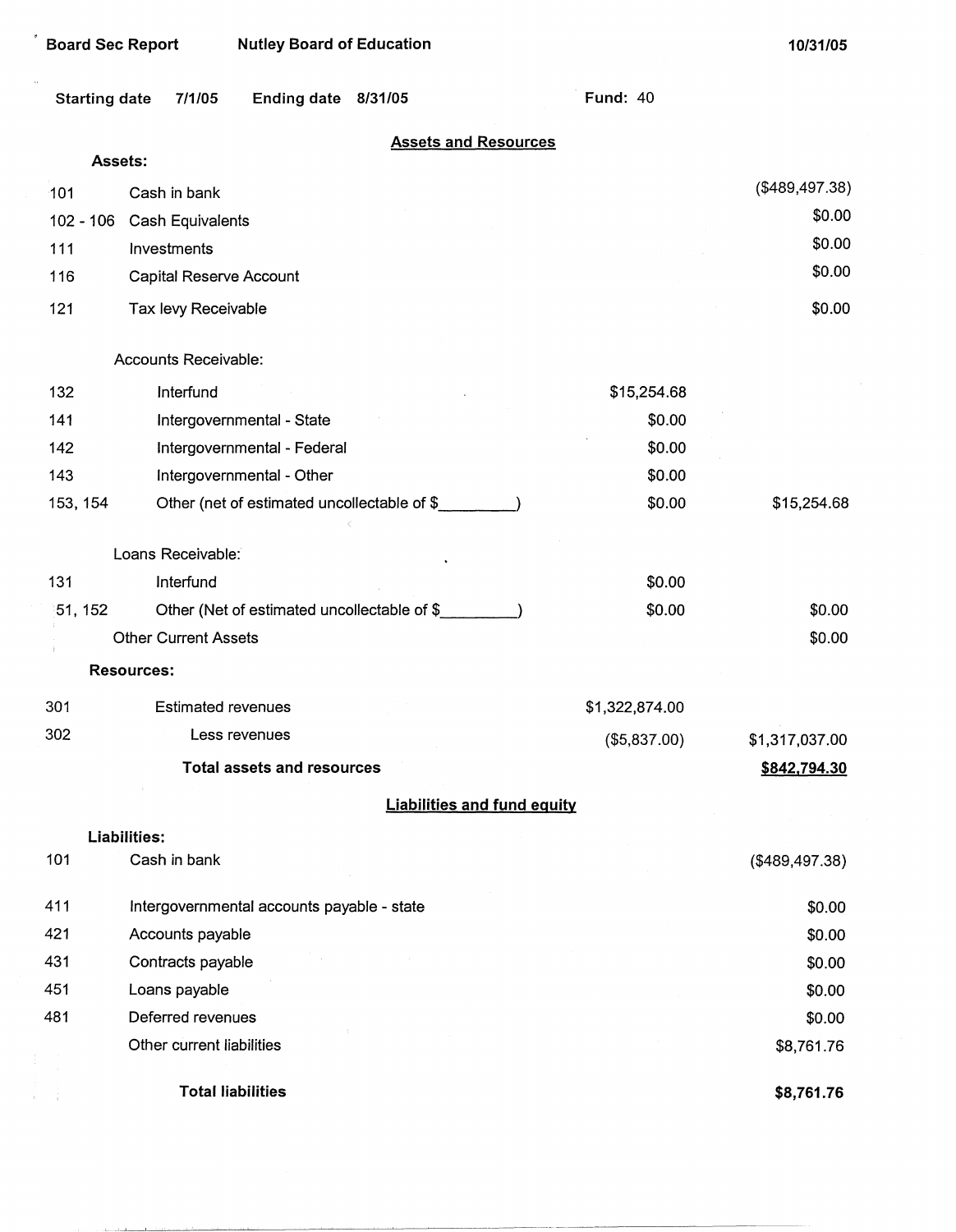Board Sec Report | Nutley Board of Education | 10/31/05

Starting date 7/1/05 | Ending date 8/31/05 | Fund: 40

## Assets and Resources

| | | | |
|---|---|---|---|
| **Assets:** | | | |
| 101 | Cash in bank | | ($489,497.38) |
| 102 - 106 | Cash Equivalents | | $0.00 |
| 111 | Investments | | $0.00 |
| 116 | Capital Reserve Account | | $0.00 |
| 121 | Tax levy Receivable | | $0.00 |
| | Accounts Receivable: | | |
| 132 | Interfund | $15,254.68 | |
| 141 | Intergovernmental - State | $0.00 | |
| 142 | Intergovernmental - Federal | $0.00 | |
| 143 | Intergovernmental - Other | $0.00 | |
| 153, 154 | Other (net of estimated uncollectable of $________) | $0.00 | $15,254.68 |
| | Loans Receivable: | | |
| 131 | Interfund | $0.00 | |
| 51, 152 | Other (Net of estimated uncollectable of $________) | $0.00 | $0.00 |
| | Other Current Assets | | $0.00 |
| **Resources:** | | | |
| 301 | Estimated revenues | $1,322,874.00 | |
| 302 | Less revenues | ($5,837.00) | $1,317,037.00 |
| | **Total assets and resources** | | **$842,794.30** |

## Liabilities and fund equity

| | | |
|---|---|---|
| **Liabilities:** | | |
| 101 | Cash in bank | ($489,497.38) |
| 411 | Intergovernmental accounts payable - state | $0.00 |
| 421 | Accounts payable | $0.00 |
| 431 | Contracts payable | $0.00 |
| 451 | Loans payable | $0.00 |
| 481 | Deferred revenues | $0.00 |
| | Other current liabilities | $8,761.76 |
| | **Total liabilities** | **$8,761.76** |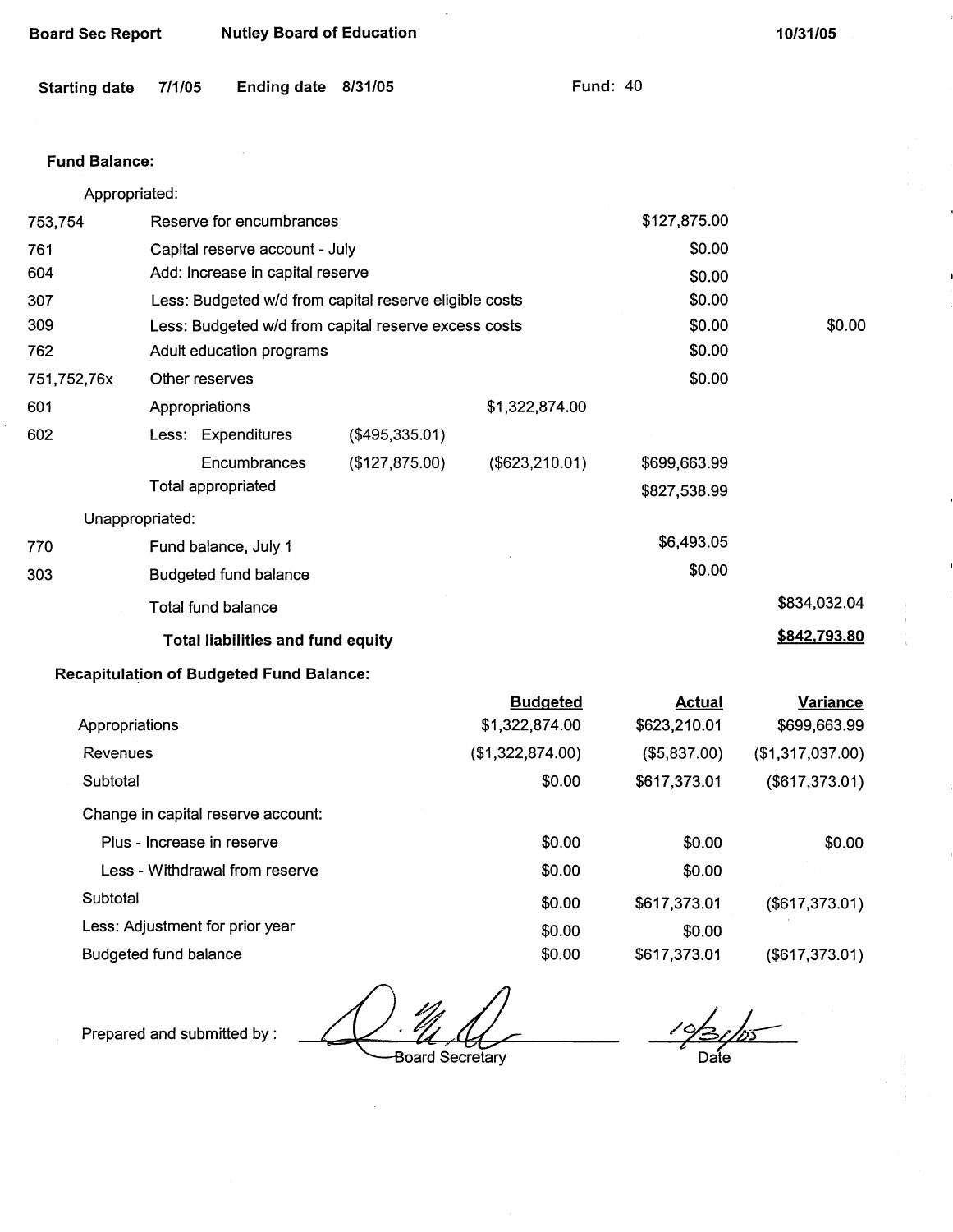**Board Sec Report** **Nutley Board of Education** **10/31/05**

**Starting date** 7/1/05 **Ending date** 8/31/05 **Fund:** 40

**Fund Balance:**

| | | | | | |
|---|---|---|---|---|---|
| | Appropriated: | | | | |
| 753,754 | Reserve for encumbrances | | | $127,875.00 | |
| 761 | Capital reserve account - July | | | $0.00 | |
| 604 | Add: Increase in capital reserve | | | $0.00 | |
| 307 | Less: Budgeted w/d from capital reserve eligible costs | | | $0.00 | |
| 309 | Less: Budgeted w/d from capital reserve excess costs | | | $0.00 | $0.00 |
| 762 | Adult education programs | | | $0.00 | |
| 751,752,76x | Other reserves | | | $0.00 | |
| 601 | Appropriations | | $1,322,874.00 | | |
| 602 | Less: Expenditures | ($495,335.01) | | | |
| | Encumbrances | ($127,875.00) | ($623,210.01) | $699,663.99 | |
| | Total appropriated | | | $827,538.99 | |
| | Unappropriated: | | | | |
| 770 | Fund balance, July 1 | | | $6,493.05 | |
| 303 | Budgeted fund balance | | | $0.00 | |
| | Total fund balance | | | | $834,032.04 |
| | **Total liabilities and fund equity** | | | | **$842,793.80** |

**Recapitulation of Budgeted Fund Balance:**

| | Budgeted | Actual | Variance |
|---|---|---|---|
| Appropriations | $1,322,874.00 | $623,210.01 | $699,663.99 |
| Revenues | ($1,322,874.00) | ($5,837.00) | ($1,317,037.00) |
| Subtotal | $0.00 | $617,373.01 | ($617,373.01) |
| Change in capital reserve account: | | | |
| Plus - Increase in reserve | $0.00 | $0.00 | $0.00 |
| Less - Withdrawal from reserve | $0.00 | $0.00 | |
| Subtotal | $0.00 | $617,373.01 | ($617,373.01) |
| Less: Adjustment for prior year | $0.00 | $0.00 | |
| Budgeted fund balance | $0.00 | $617,373.01 | ($617,373.01) |

Prepared and submitted by : ______________ Board Secretary     10/31/05 Date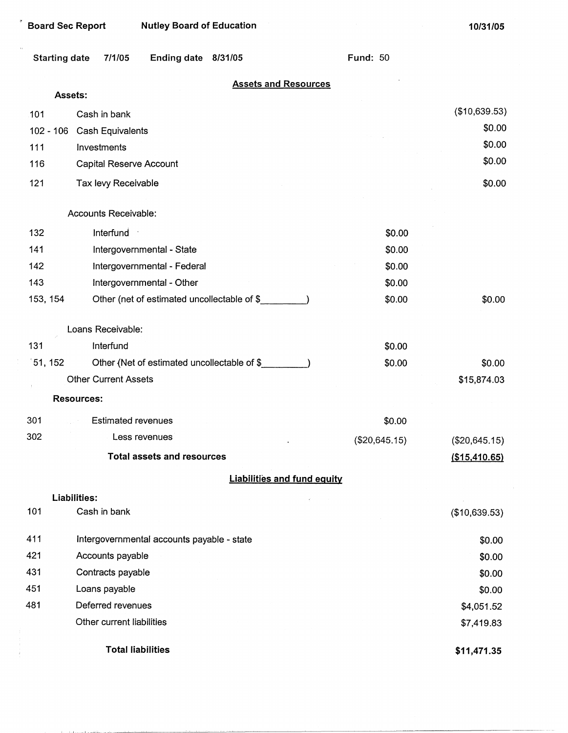Board Sec Report    Nutley Board of Education    10/31/05

Starting date 7/1/05    Ending date 8/31/05    Fund: 50

## Assets and Resources

**Assets:**

| Code | Description | | Amount |
|---|---|---|---|
| 101 | Cash in bank | | ($10,639.53) |
| 102 - 106 | Cash Equivalents | | $0.00 |
| 111 | Investments | | $0.00 |
| 116 | Capital Reserve Account | | $0.00 |
| 121 | Tax levy Receivable | | $0.00 |
| | Accounts Receivable: | | |
| 132 | Interfund | $0.00 | |
| 141 | Intergovernmental - State | $0.00 | |
| 142 | Intergovernmental - Federal | $0.00 | |
| 143 | Intergovernmental - Other | $0.00 | |
| 153, 154 | Other (net of estimated uncollectable of $_________) | $0.00 | $0.00 |
| | Loans Receivable: | | |
| 131 | Interfund | $0.00 | |
| 51, 152 | Other (Net of estimated uncollectable of $_________) | $0.00 | $0.00 |
| | Other Current Assets | | $15,874.03 |

**Resources:**

| Code | Description | | Amount |
|---|---|---|---|
| 301 | Estimated revenues | $0.00 | |
| 302 | Less revenues | ($20,645.15) | ($20,645.15) |
| | **Total assets and resources** | | **($15,410.65)** |

## Liabilities and fund equity

**Liabilities:**

| Code | Description | Amount |
|---|---|---|
| 101 | Cash in bank | ($10,639.53) |
| 411 | Intergovernmental accounts payable - state | $0.00 |
| 421 | Accounts payable | $0.00 |
| 431 | Contracts payable | $0.00 |
| 451 | Loans payable | $0.00 |
| 481 | Deferred revenues | $4,051.52 |
| | Other current liabilities | $7,419.83 |
| | **Total liabilities** | **$11,471.35** |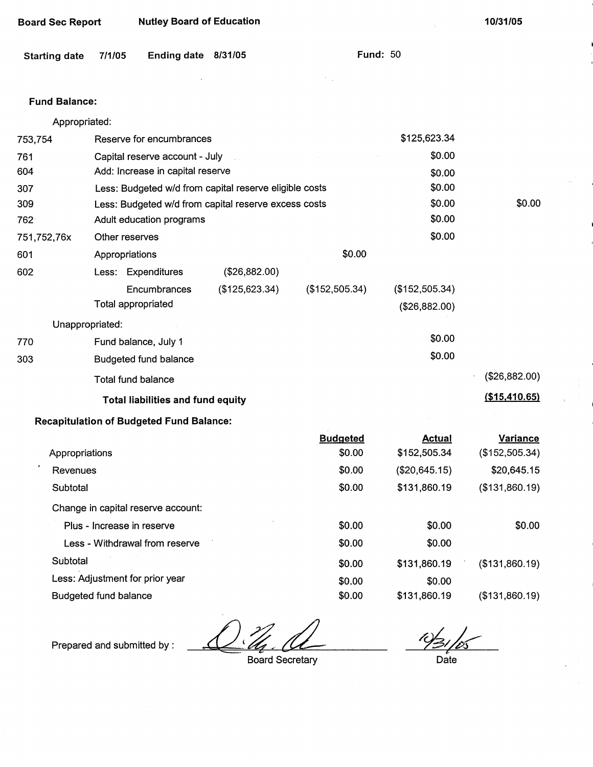**Board Sec Report** **Nutley Board of Education** **10/31/05**

**Starting date** **7/1/05** **Ending date** **8/31/05** **Fund:** 50

**Fund Balance:**

| Code | Description | | | | |
|---|---|---|---|---|---|
| | Appropriated: | | | | |
| 753,754 | Reserve for encumbrances | | | $125,623.34 | |
| 761 | Capital reserve account - July | | | $0.00 | |
| 604 | Add: Increase in capital reserve | | | $0.00 | |
| 307 | Less: Budgeted w/d from capital reserve eligible costs | | | $0.00 | |
| 309 | Less: Budgeted w/d from capital reserve excess costs | | | $0.00 | $0.00 |
| 762 | Adult education programs | | | $0.00 | |
| 751,752,76x | Other reserves | | | $0.00 | |
| 601 | Appropriations | | $0.00 | | |
| 602 | Less: Expenditures | ($26,882.00) | | | |
| | Encumbrances | ($125,623.34) | ($152,505.34) | ($152,505.34) | |
| | Total appropriated | | | ($26,882.00) | |
| | Unappropriated: | | | | |
| 770 | Fund balance, July 1 | | | $0.00 | |
| 303 | Budgeted fund balance | | | $0.00 | |
| | Total fund balance | | | | ($26,882.00) |
| | **Total liabilities and fund equity** | | | | **($15,410.65)** |

**Recapitulation of Budgeted Fund Balance:**

| | Budgeted | Actual | Variance |
|---|---|---|---|
| Appropriations | $0.00 | $152,505.34 | ($152,505.34) |
| Revenues | $0.00 | ($20,645.15) | $20,645.15 |
| Subtotal | $0.00 | $131,860.19 | ($131,860.19) |
| Change in capital reserve account: | | | |
| Plus - Increase in reserve | $0.00 | $0.00 | $0.00 |
| Less - Withdrawal from reserve | $0.00 | $0.00 | |
| Subtotal | $0.00 | $131,860.19 | ($131,860.19) |
| Less: Adjustment for prior year | $0.00 | $0.00 | |
| Budgeted fund balance | $0.00 | $131,860.19 | ($131,860.19) |

Prepared and submitted by : ______________________ Board Secretary     10/31/05 Date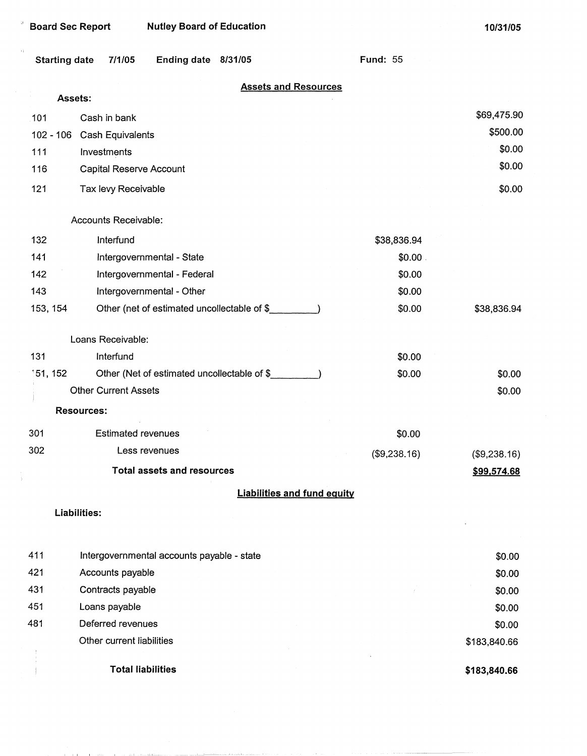**Board Sec Report** **Nutley Board of Education** **10/31/05**

**Starting date** 7/1/05 **Ending date** 8/31/05 **Fund:** 55

## Assets and Resources

**Assets:**

| Code | Description | | Amount |
|---|---|---|---|
| 101 | Cash in bank | | $69,475.90 |
| 102 - 106 | Cash Equivalents | | $500.00 |
| 111 | Investments | | $0.00 |
| 116 | Capital Reserve Account | | $0.00 |
| 121 | Tax levy Receivable | | $0.00 |
| | Accounts Receivable: | | |
| 132 | Interfund | $38,836.94 | |
| 141 | Intergovernmental - State | $0.00 | |
| 142 | Intergovernmental - Federal | $0.00 | |
| 143 | Intergovernmental - Other | $0.00 | |
| 153, 154 | Other (net of estimated uncollectable of $_________) | $0.00 | $38,836.94 |
| | Loans Receivable: | | |
| 131 | Interfund | $0.00 | |
| 151, 152 | Other (Net of estimated uncollectable of $_________) | $0.00 | $0.00 |
| | Other Current Assets | | $0.00 |
| | **Resources:** | | |
| 301 | Estimated revenues | $0.00 | |
| 302 | Less revenues | ($9,238.16) | ($9,238.16) |
| | **Total assets and resources** | | **$99,574.68** |

## Liabilities and fund equity

**Liabilities:**

| Code | Description | Amount |
|---|---|---|
| 411 | Intergovernmental accounts payable - state | $0.00 |
| 421 | Accounts payable | $0.00 |
| 431 | Contracts payable | $0.00 |
| 451 | Loans payable | $0.00 |
| 481 | Deferred revenues | $0.00 |
| | Other current liabilities | $183,840.66 |
| | **Total liabilities** | **$183,840.66** |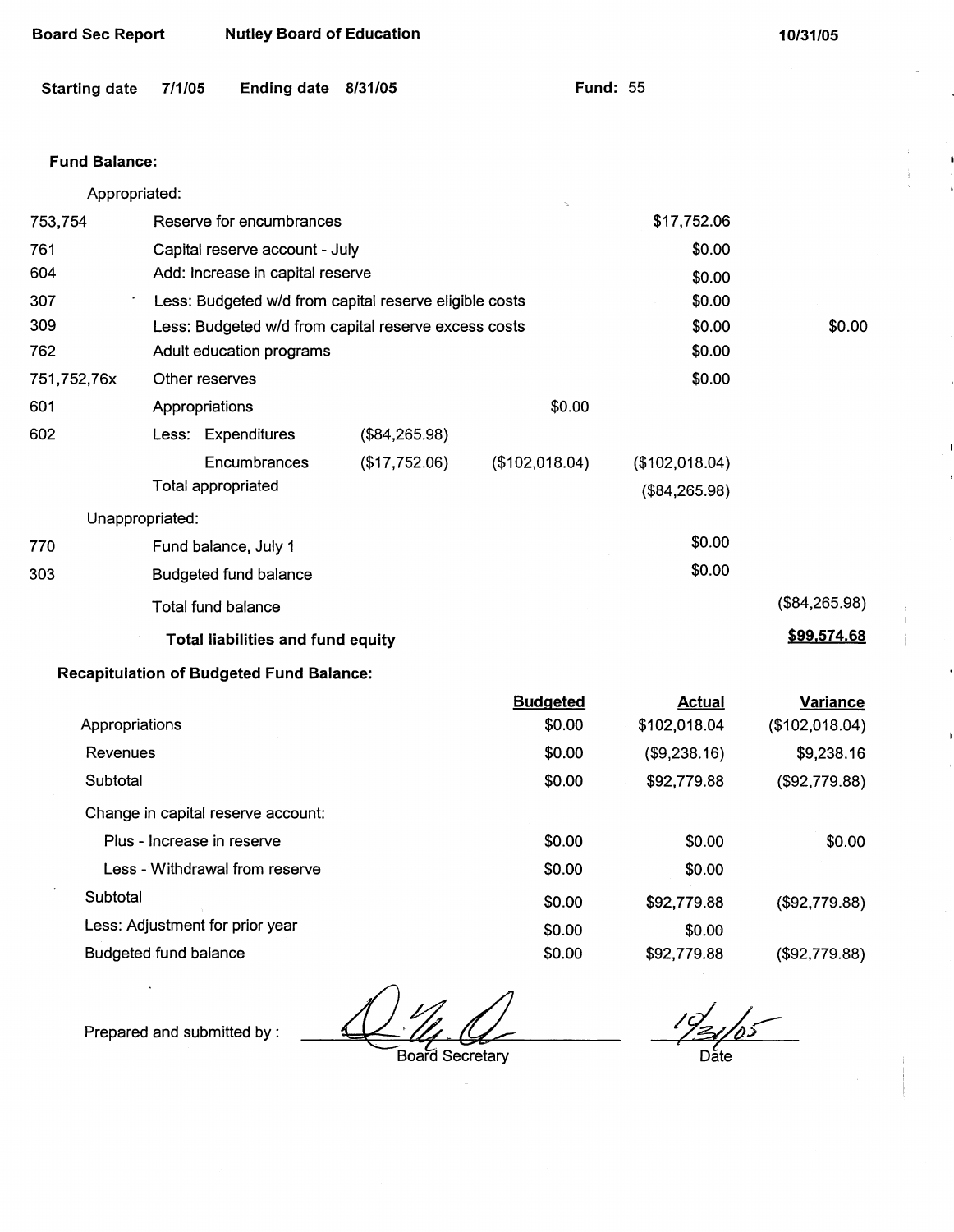Board Sec Report    Nutley Board of Education    10/31/05

Starting date 7/1/05    Ending date 8/31/05    Fund: 55

**Fund Balance:**

| | | | | | |
|---|---|---|---|---|---|
| | Appropriated: | | | | |
| 753,754 | Reserve for encumbrances | | | $17,752.06 | |
| 761 | Capital reserve account - July | | | $0.00 | |
| 604 | Add: Increase in capital reserve | | | $0.00 | |
| 307 | Less: Budgeted w/d from capital reserve eligible costs | | | $0.00 | |
| 309 | Less: Budgeted w/d from capital reserve excess costs | | | $0.00 | $0.00 |
| 762 | Adult education programs | | | $0.00 | |
| 751,752,76x | Other reserves | | | $0.00 | |
| 601 | Appropriations | | $0.00 | | |
| 602 | Less: Expenditures | ($84,265.98) | | | |
| | Encumbrances | ($17,752.06) | ($102,018.04) | ($102,018.04) | |
| | Total appropriated | | | ($84,265.98) | |
| | Unappropriated: | | | | |
| 770 | Fund balance, July 1 | | | $0.00 | |
| 303 | Budgeted fund balance | | | $0.00 | |
| | Total fund balance | | | | ($84,265.98) |
| | **Total liabilities and fund equity** | | | | **$99,574.68** |

**Recapitulation of Budgeted Fund Balance:**

| | Budgeted | Actual | Variance |
|---|---|---|---|
| Appropriations | $0.00 | $102,018.04 | ($102,018.04) |
| Revenues | $0.00 | ($9,238.16) | $9,238.16 |
| Subtotal | $0.00 | $92,779.88 | ($92,779.88) |
| Change in capital reserve account: | | | |
| Plus - Increase in reserve | $0.00 | $0.00 | $0.00 |
| Less - Withdrawal from reserve | $0.00 | $0.00 | |
| Subtotal | $0.00 | $92,779.88 | ($92,779.88) |
| Less: Adjustment for prior year | $0.00 | $0.00 | |
| Budgeted fund balance | $0.00 | $92,779.88 | ($92,779.88) |

Prepared and submitted by : [signature] Board Secretary    10/31/05 Date